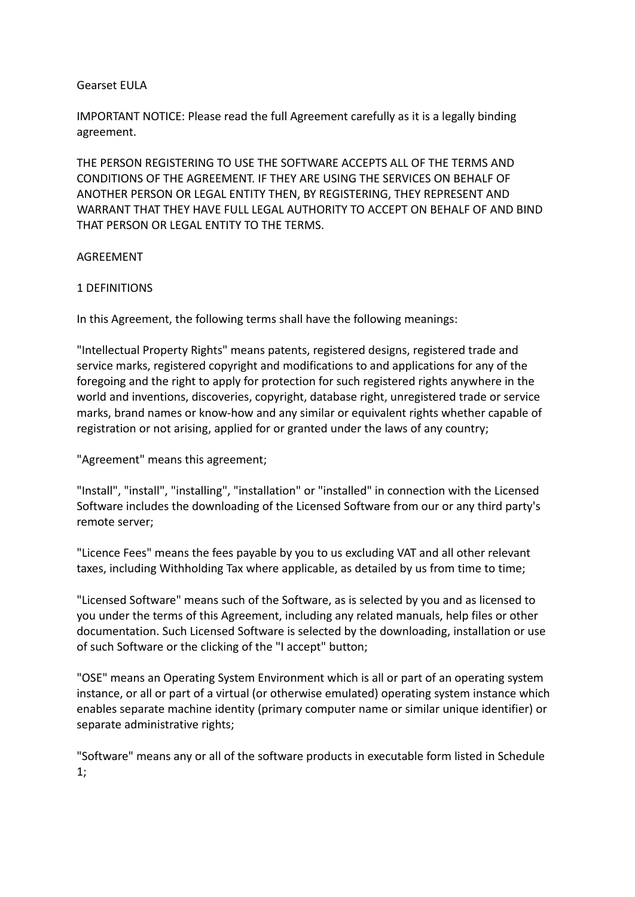# Gearset EULA

IMPORTANT NOTICE: Please read the full Agreement carefully as it is a legally binding agreement.

THE PERSON REGISTERING TO USE THE SOFTWARE ACCEPTS ALL OF THE TERMS AND CONDITIONS OF THE AGREEMENT. IF THEY ARE USING THE SERVICES ON BEHALF OF ANOTHER PERSON OR LEGAL ENTITY THEN, BY REGISTERING, THEY REPRESENT AND WARRANT THAT THEY HAVE FULL LEGAL AUTHORITY TO ACCEPT ON BEHALF OF AND BIND THAT PERSON OR LEGAL ENTITY TO THE TERMS.

## AGREEMENT

### 1 DEFINITIONS

In this Agreement, the following terms shall have the following meanings:

"Intellectual Property Rights" means patents, registered designs, registered trade and service marks, registered copyright and modifications to and applications for any of the foregoing and the right to apply for protection for such registered rights anywhere in the world and inventions, discoveries, copyright, database right, unregistered trade or service marks, brand names or know-how and any similar or equivalent rights whether capable of registration or not arising, applied for or granted under the laws of any country;

"Agreement" means this agreement;

"Install", "install", "installing", "installation" or "installed" in connection with the Licensed Software includes the downloading of the Licensed Software from our or any third party's remote server;

"Licence Fees" means the fees payable by you to us excluding VAT and all other relevant taxes, including Withholding Tax where applicable, as detailed by us from time to time;

"Licensed Software" means such of the Software, as is selected by you and as licensed to you under the terms of this Agreement, including any related manuals, help files or other documentation. Such Licensed Software is selected by the downloading, installation or use of such Software or the clicking of the "I accept" button;

"OSE" means an Operating System Environment which is all or part of an operating system instance, or all or part of a virtual (or otherwise emulated) operating system instance which enables separate machine identity (primary computer name or similar unique identifier) or separate administrative rights;

"Software" means any or all of the software products in executable form listed in Schedule 1;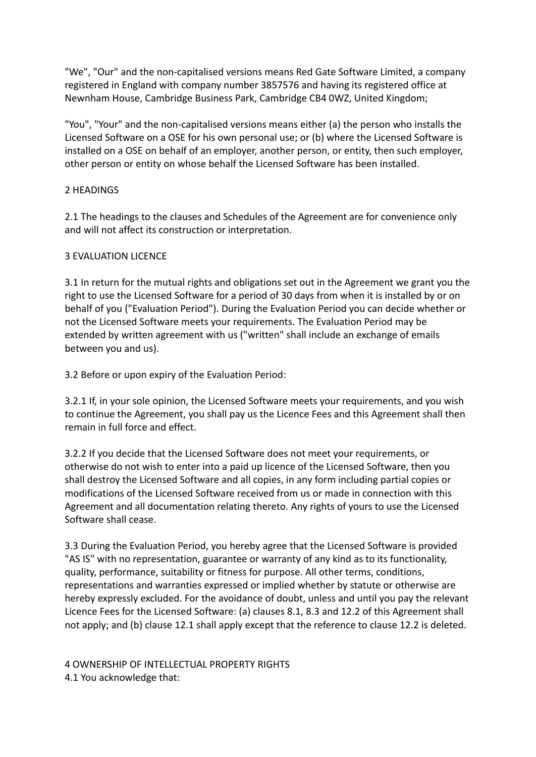"We", "Our" and the non-capitalised versions means Red Gate Software Limited, a company registered in England with company number 3857576 and having its registered office at Newnham House, Cambridge Business Park, Cambridge CB4 0WZ, United Kingdom;

"You", "Your" and the non-capitalised versions means either (a) the person who installs the Licensed Software on a OSE for his own personal use; or (b) where the Licensed Software is installed on a OSE on behalf of an employer, another person, or entity, then such employer, other person or entity on whose behalf the Licensed Software has been installed.

## 2 HEADINGS

2.1 The headings to the clauses and Schedules of the Agreement are for convenience only and will not affect its construction or interpretation.

## 3 EVALUATION LICENCE

3.1 In return for the mutual rights and obligations set out in the Agreement we grant you the right to use the Licensed Software for a period of 30 days from when it is installed by or on behalf of you ("Evaluation Period"). During the Evaluation Period you can decide whether or not the Licensed Software meets your requirements. The Evaluation Period may be extended by written agreement with us ("written" shall include an exchange of emails between you and us).

3.2 Before or upon expiry of the Evaluation Period:

3.2.1 If, in your sole opinion, the Licensed Software meets your requirements, and you wish to continue the Agreement, you shall pay us the Licence Fees and this Agreement shall then remain in full force and effect.

3.2.2 If you decide that the Licensed Software does not meet your requirements, or otherwise do not wish to enter into a paid up licence of the Licensed Software, then you shall destroy the Licensed Software and all copies, in any form including partial copies or modifications of the Licensed Software received from us or made in connection with this Agreement and all documentation relating thereto. Any rights of yours to use the Licensed Software shall cease.

3.3 During the Evaluation Period, you hereby agree that the Licensed Software is provided "AS IS" with no representation, guarantee or warranty of any kind as to its functionality, quality, performance, suitability or fitness for purpose. All other terms, conditions, representations and warranties expressed or implied whether by statute or otherwise are hereby expressly excluded. For the avoidance of doubt, unless and until you pay the relevant Licence Fees for the Licensed Software: (a) clauses 8.1, 8.3 and 12.2 of this Agreement shall not apply; and (b) clause 12.1 shall apply except that the reference to clause 12.2 is deleted.

## 4 OWNERSHIP OF INTELLECTUAL PROPERTY RIGHTS

4.1 You acknowledge that: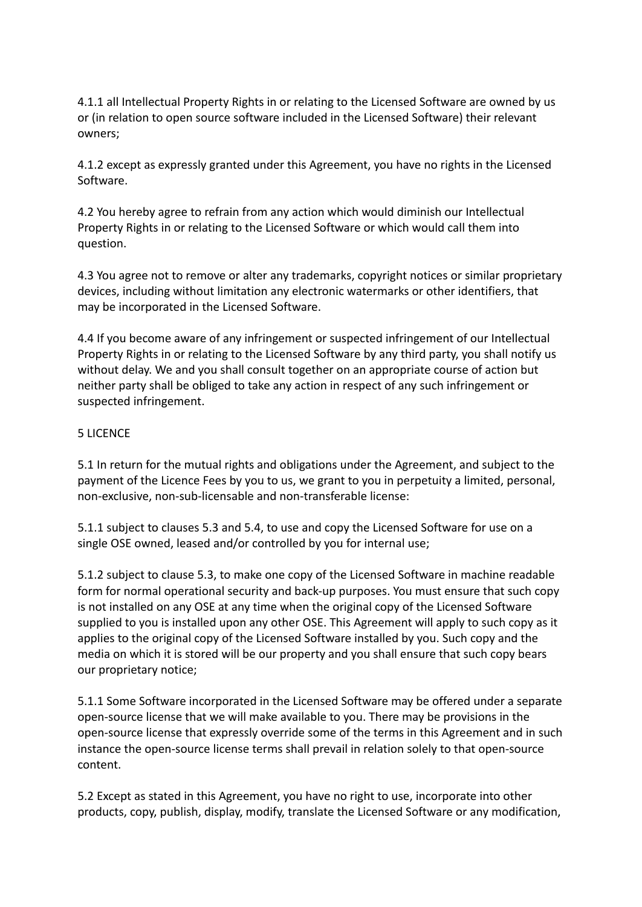4.1.1 all Intellectual Property Rights in or relating to the Licensed Software are owned by us or (in relation to open source software included in the Licensed Software) their relevant owners;

4.1.2 except as expressly granted under this Agreement, you have no rights in the Licensed Software.

4.2 You hereby agree to refrain from any action which would diminish our Intellectual Property Rights in or relating to the Licensed Software or which would call them into question.

4.3 You agree not to remove or alter any trademarks, copyright notices or similar proprietary devices, including without limitation any electronic watermarks or other identifiers, that may be incorporated in the Licensed Software.

4.4 If you become aware of any infringement or suspected infringement of our Intellectual Property Rights in or relating to the Licensed Software by any third party, you shall notify us without delay. We and you shall consult together on an appropriate course of action but neither party shall be obliged to take any action in respect of any such infringement or suspected infringement.

5 LICENCE

5.1 In return for the mutual rights and obligations under the Agreement, and subject to the payment of the Licence Fees by you to us, we grant to you in perpetuity a limited, personal, non-exclusive, non-sub-licensable and non-transferable license:

5.1.1 subject to clauses 5.3 and 5.4, to use and copy the Licensed Software for use on a single OSE owned, leased and/or controlled by you for internal use;

5.1.2 subject to clause 5.3, to make one copy of the Licensed Software in machine readable form for normal operational security and back-up purposes. You must ensure that such copy is not installed on any OSE at any time when the original copy of the Licensed Software supplied to you is installed upon any other OSE. This Agreement will apply to such copy as it applies to the original copy of the Licensed Software installed by you. Such copy and the media on which it is stored will be our property and you shall ensure that such copy bears our proprietary notice;

5.1.1 Some Software incorporated in the Licensed Software may be offered under a separate open-source license that we will make available to you. There may be provisions in the open-source license that expressly override some of the terms in this Agreement and in such instance the open-source license terms shall prevail in relation solely to that open-source content.

5.2 Except as stated in this Agreement, you have no right to use, incorporate into other products, copy, publish, display, modify, translate the Licensed Software or any modification,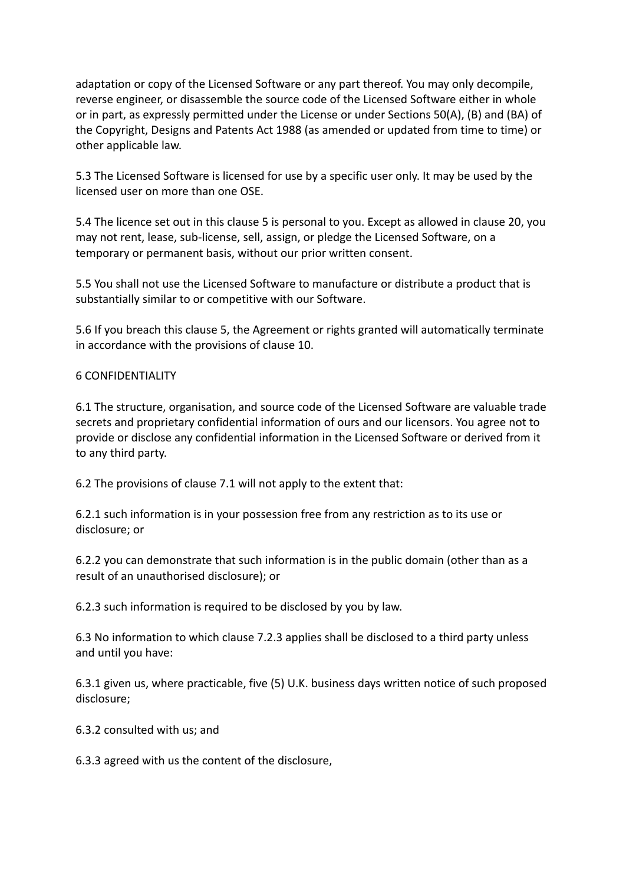adaptation or copy of the Licensed Software or any part thereof. You may only decompile, reverse engineer, or disassemble the source code of the Licensed Software either in whole or in part, as expressly permitted under the License or under Sections 50(A), (B) and (BA) of the Copyright, Designs and Patents Act 1988 (as amended or updated from time to time) or other applicable law.

5.3 The Licensed Software is licensed for use by a specific user only. It may be used by the licensed user on more than one OSE.

5.4 The licence set out in this clause 5 is personal to you. Except as allowed in clause 20, you may not rent, lease, sub-license, sell, assign, or pledge the Licensed Software, on a temporary or permanent basis, without our prior written consent.

5.5 You shall not use the Licensed Software to manufacture or distribute a product that is substantially similar to or competitive with our Software.

5.6 If you breach this clause 5, the Agreement or rights granted will automatically terminate in accordance with the provisions of clause 10.

6 CONFIDENTIALITY

6.1 The structure, organisation, and source code of the Licensed Software are valuable trade secrets and proprietary confidential information of ours and our licensors. You agree not to provide or disclose any confidential information in the Licensed Software or derived from it to any third party.

6.2 The provisions of clause 7.1 will not apply to the extent that:

6.2.1 such information is in your possession free from any restriction as to its use or disclosure; or

6.2.2 you can demonstrate that such information is in the public domain (other than as a result of an unauthorised disclosure); or

6.2.3 such information is required to be disclosed by you by law.

6.3 No information to which clause 7.2.3 applies shall be disclosed to a third party unless and until you have:

6.3.1 given us, where practicable, five (5) U.K. business days written notice of such proposed disclosure;

6.3.2 consulted with us; and

6.3.3 agreed with us the content of the disclosure,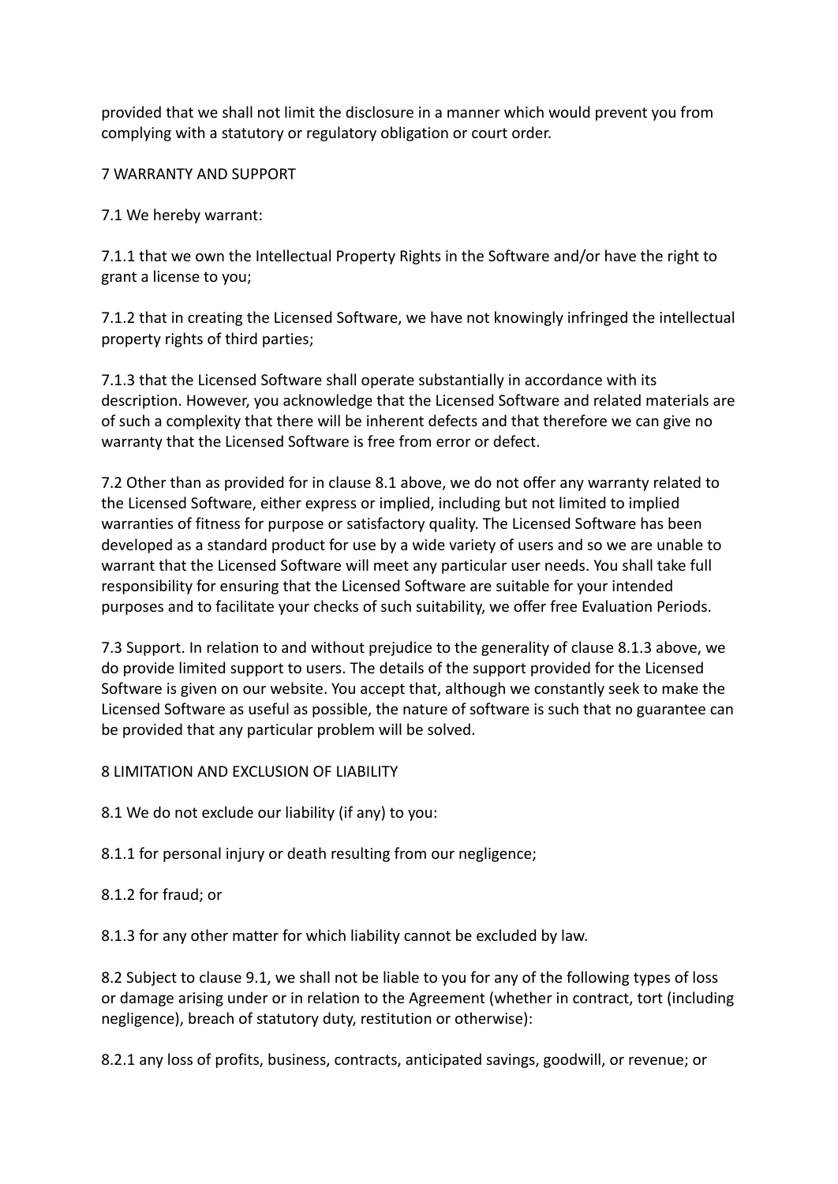provided that we shall not limit the disclosure in a manner which would prevent you from complying with a statutory or regulatory obligation or court order.

7 WARRANTY AND SUPPORT

7.1 We hereby warrant:

7.1.1 that we own the Intellectual Property Rights in the Software and/or have the right to grant a license to you;

7.1.2 that in creating the Licensed Software, we have not knowingly infringed the intellectual property rights of third parties;

7.1.3 that the Licensed Software shall operate substantially in accordance with its description. However, you acknowledge that the Licensed Software and related materials are of such a complexity that there will be inherent defects and that therefore we can give no warranty that the Licensed Software is free from error or defect.

7.2 Other than as provided for in clause 8.1 above, we do not offer any warranty related to the Licensed Software, either express or implied, including but not limited to implied warranties of fitness for purpose or satisfactory quality. The Licensed Software has been developed as a standard product for use by a wide variety of users and so we are unable to warrant that the Licensed Software will meet any particular user needs. You shall take full responsibility for ensuring that the Licensed Software are suitable for your intended purposes and to facilitate your checks of such suitability, we offer free Evaluation Periods.

7.3 Support. In relation to and without prejudice to the generality of clause 8.1.3 above, we do provide limited support to users. The details of the support provided for the Licensed Software is given on our website. You accept that, although we constantly seek to make the Licensed Software as useful as possible, the nature of software is such that no guarantee can be provided that any particular problem will be solved.

8 LIMITATION AND EXCLUSION OF LIABILITY

8.1 We do not exclude our liability (if any) to you:

8.1.1 for personal injury or death resulting from our negligence;

8.1.2 for fraud; or

8.1.3 for any other matter for which liability cannot be excluded by law.

8.2 Subject to clause 9.1, we shall not be liable to you for any of the following types of loss or damage arising under or in relation to the Agreement (whether in contract, tort (including negligence), breach of statutory duty, restitution or otherwise):

8.2.1 any loss of profits, business, contracts, anticipated savings, goodwill, or revenue; or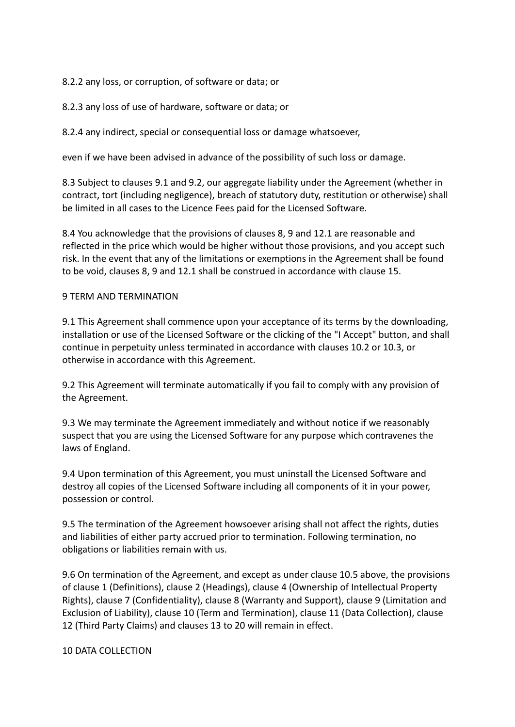8.2.2 any loss, or corruption, of software or data; or

8.2.3 any loss of use of hardware, software or data; or

8.2.4 any indirect, special or consequential loss or damage whatsoever,

even if we have been advised in advance of the possibility of such loss or damage.

8.3 Subject to clauses 9.1 and 9.2, our aggregate liability under the Agreement (whether in contract, tort (including negligence), breach of statutory duty, restitution or otherwise) shall be limited in all cases to the Licence Fees paid for the Licensed Software.

8.4 You acknowledge that the provisions of clauses 8, 9 and 12.1 are reasonable and reflected in the price which would be higher without those provisions, and you accept such risk. In the event that any of the limitations or exemptions in the Agreement shall be found to be void, clauses 8, 9 and 12.1 shall be construed in accordance with clause 15.

9 TERM AND TERMINATION

9.1 This Agreement shall commence upon your acceptance of its terms by the downloading, installation or use of the Licensed Software or the clicking of the "I Accept" button, and shall continue in perpetuity unless terminated in accordance with clauses 10.2 or 10.3, or otherwise in accordance with this Agreement.

9.2 This Agreement will terminate automatically if you fail to comply with any provision of the Agreement.

9.3 We may terminate the Agreement immediately and without notice if we reasonably suspect that you are using the Licensed Software for any purpose which contravenes the laws of England.

9.4 Upon termination of this Agreement, you must uninstall the Licensed Software and destroy all copies of the Licensed Software including all components of it in your power, possession or control.

9.5 The termination of the Agreement howsoever arising shall not affect the rights, duties and liabilities of either party accrued prior to termination. Following termination, no obligations or liabilities remain with us.

9.6 On termination of the Agreement, and except as under clause 10.5 above, the provisions of clause 1 (Definitions), clause 2 (Headings), clause 4 (Ownership of Intellectual Property Rights), clause 7 (Confidentiality), clause 8 (Warranty and Support), clause 9 (Limitation and Exclusion of Liability), clause 10 (Term and Termination), clause 11 (Data Collection), clause 12 (Third Party Claims) and clauses 13 to 20 will remain in effect.

10 DATA COLLECTION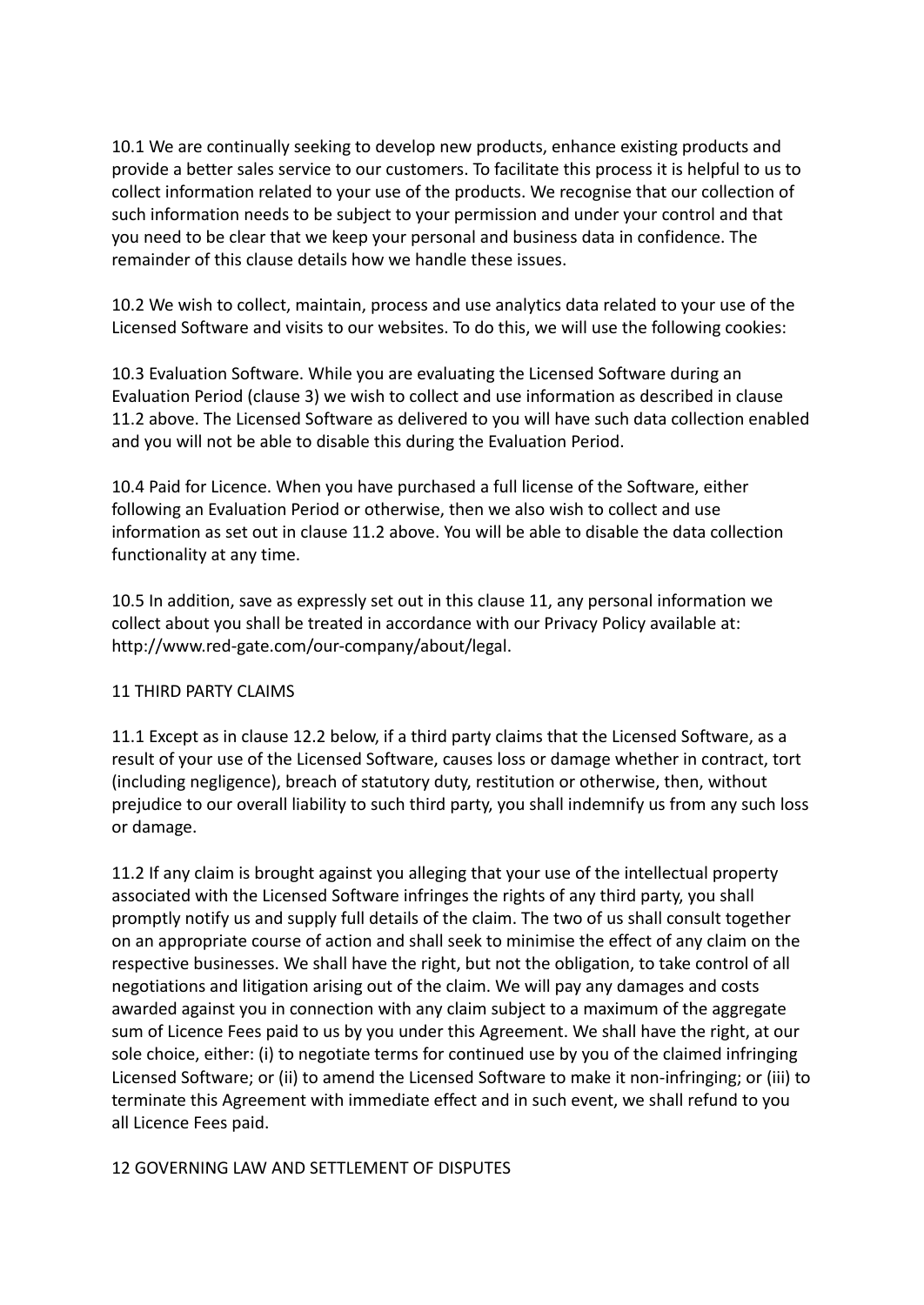10.1 We are continually seeking to develop new products, enhance existing products and provide a better sales service to our customers. To facilitate this process it is helpful to us to collect information related to your use of the products. We recognise that our collection of such information needs to be subject to your permission and under your control and that you need to be clear that we keep your personal and business data in confidence. The remainder of this clause details how we handle these issues.

10.2 We wish to collect, maintain, process and use analytics data related to your use of the Licensed Software and visits to our websites. To do this, we will use the following cookies:

10.3 Evaluation Software. While you are evaluating the Licensed Software during an Evaluation Period (clause 3) we wish to collect and use information as described in clause 11.2 above. The Licensed Software as delivered to you will have such data collection enabled and you will not be able to disable this during the Evaluation Period.

10.4 Paid for Licence. When you have purchased a full license of the Software, either following an Evaluation Period or otherwise, then we also wish to collect and use information as set out in clause 11.2 above. You will be able to disable the data collection functionality at any time.

10.5 In addition, save as expressly set out in this clause 11, any personal information we collect about you shall be treated in accordance with our Privacy Policy available at: http://www.red-gate.com/our-company/about/legal.

## 11 THIRD PARTY CLAIMS

11.1 Except as in clause 12.2 below, if a third party claims that the Licensed Software, as a result of your use of the Licensed Software, causes loss or damage whether in contract, tort (including negligence), breach of statutory duty, restitution or otherwise, then, without prejudice to our overall liability to such third party, you shall indemnify us from any such loss or damage.

11.2 If any claim is brought against you alleging that your use of the intellectual property associated with the Licensed Software infringes the rights of any third party, you shall promptly notify us and supply full details of the claim. The two of us shall consult together on an appropriate course of action and shall seek to minimise the effect of any claim on the respective businesses. We shall have the right, but not the obligation, to take control of all negotiations and litigation arising out of the claim. We will pay any damages and costs awarded against you in connection with any claim subject to a maximum of the aggregate sum of Licence Fees paid to us by you under this Agreement. We shall have the right, at our sole choice, either: (i) to negotiate terms for continued use by you of the claimed infringing Licensed Software; or (ii) to amend the Licensed Software to make it non-infringing; or (iii) to terminate this Agreement with immediate effect and in such event, we shall refund to you all Licence Fees paid.

## 12 GOVERNING LAW AND SETTLEMENT OF DISPUTES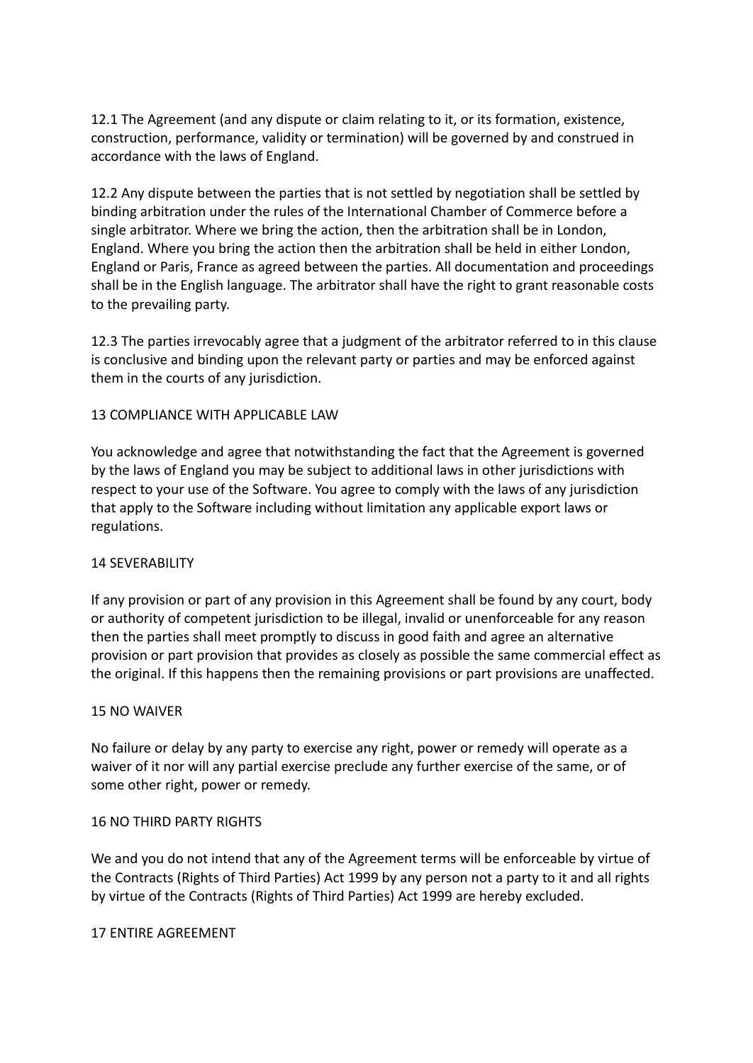12.1 The Agreement (and any dispute or claim relating to it, or its formation, existence, construction, performance, validity or termination) will be governed by and construed in accordance with the laws of England.

12.2 Any dispute between the parties that is not settled by negotiation shall be settled by binding arbitration under the rules of the International Chamber of Commerce before a single arbitrator. Where we bring the action, then the arbitration shall be in London, England. Where you bring the action then the arbitration shall be held in either London, England or Paris, France as agreed between the parties. All documentation and proceedings shall be in the English language. The arbitrator shall have the right to grant reasonable costs to the prevailing party.

12.3 The parties irrevocably agree that a judgment of the arbitrator referred to in this clause is conclusive and binding upon the relevant party or parties and may be enforced against them in the courts of any jurisdiction.

## 13 COMPLIANCE WITH APPLICABLE LAW

You acknowledge and agree that notwithstanding the fact that the Agreement is governed by the laws of England you may be subject to additional laws in other jurisdictions with respect to your use of the Software. You agree to comply with the laws of any jurisdiction that apply to the Software including without limitation any applicable export laws or regulations.

## 14 SEVERABILITY

If any provision or part of any provision in this Agreement shall be found by any court, body or authority of competent jurisdiction to be illegal, invalid or unenforceable for any reason then the parties shall meet promptly to discuss in good faith and agree an alternative provision or part provision that provides as closely as possible the same commercial effect as the original. If this happens then the remaining provisions or part provisions are unaffected.

## 15 NO WAIVER

No failure or delay by any party to exercise any right, power or remedy will operate as a waiver of it nor will any partial exercise preclude any further exercise of the same, or of some other right, power or remedy.

## 16 NO THIRD PARTY RIGHTS

We and you do not intend that any of the Agreement terms will be enforceable by virtue of the Contracts (Rights of Third Parties) Act 1999 by any person not a party to it and all rights by virtue of the Contracts (Rights of Third Parties) Act 1999 are hereby excluded.

## 17 ENTIRE AGREEMENT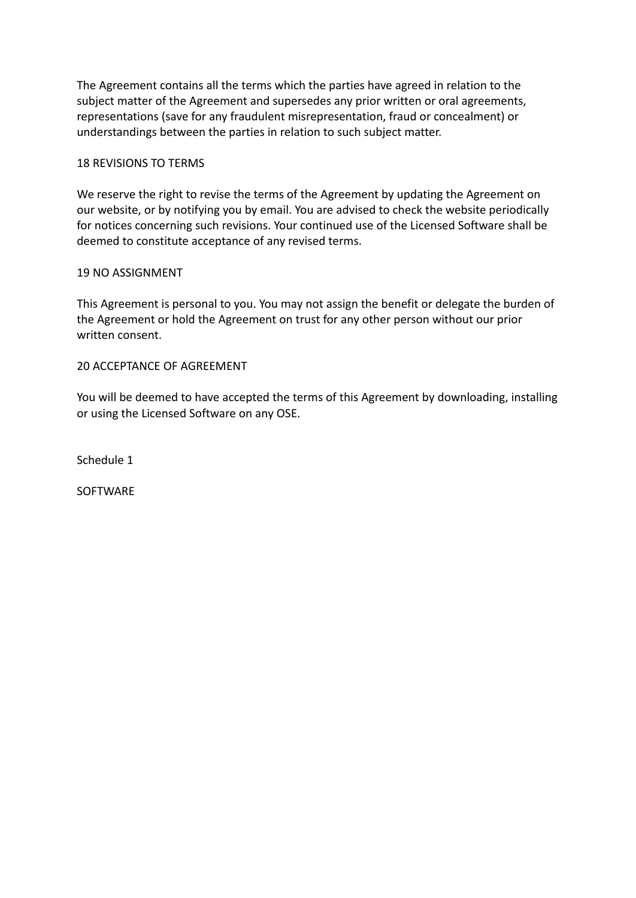The Agreement contains all the terms which the parties have agreed in relation to the subject matter of the Agreement and supersedes any prior written or oral agreements, representations (save for any fraudulent misrepresentation, fraud or concealment) or understandings between the parties in relation to such subject matter.

## 18 REVISIONS TO TERMS

We reserve the right to revise the terms of the Agreement by updating the Agreement on our website, or by notifying you by email. You are advised to check the website periodically for notices concerning such revisions. Your continued use of the Licensed Software shall be deemed to constitute acceptance of any revised terms.

## 19 NO ASSIGNMENT

This Agreement is personal to you. You may not assign the benefit or delegate the burden of the Agreement or hold the Agreement on trust for any other person without our prior written consent.

## 20 ACCEPTANCE OF AGREEMENT

You will be deemed to have accepted the terms of this Agreement by downloading, installing or using the Licensed Software on any OSE.

## Schedule 1

SOFTWARE